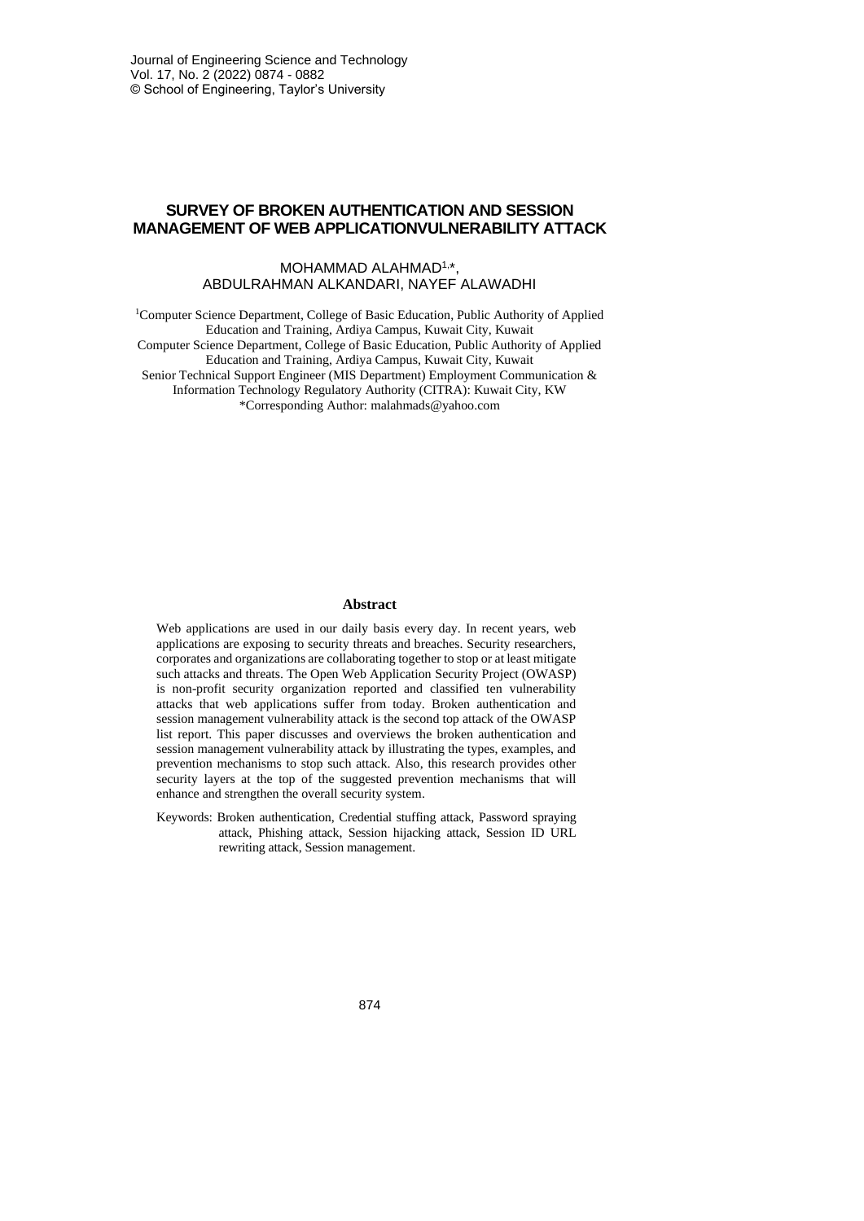# SURVEY OF BROKEN AUTHENTICATION AND SESSION MANAGEMENT OF WEB APPLICATIONVULNERABILITY ATTACK

MOHAMMAD ALAHMAD[1,*],
ABDULRAHMAN ALKANDARI, NAYEF ALAWADHI

[1]Computer Science Department, College of Basic Education, Public Authority of Applied Education and Training, Ardiya Campus, Kuwait City, Kuwait
Computer Science Department, College of Basic Education, Public Authority of Applied Education and Training, Ardiya Campus, Kuwait City, Kuwait
Senior Technical Support Engineer (MIS Department) Employment Communication & Information Technology Regulatory Authority (CITRA): Kuwait City, KW
*Corresponding Author: malahmads@yahoo.com

## Abstract

Web applications are used in our daily basis every day. In recent years, web applications are exposing to security threats and breaches. Security researchers, corporates and organizations are collaborating together to stop or at least mitigate such attacks and threats. The Open Web Application Security Project (OWASP) is non-profit security organization reported and classified ten vulnerability attacks that web applications suffer from today. Broken authentication and session management vulnerability attack is the second top attack of the OWASP list report. This paper discusses and overviews the broken authentication and session management vulnerability attack by illustrating the types, examples, and prevention mechanisms to stop such attack. Also, this research provides other security layers at the top of the suggested prevention mechanisms that will enhance and strengthen the overall security system.

Keywords: Broken authentication, Credential stuffing attack, Password spraying attack, Phishing attack, Session hijacking attack, Session ID URL rewriting attack, Session management.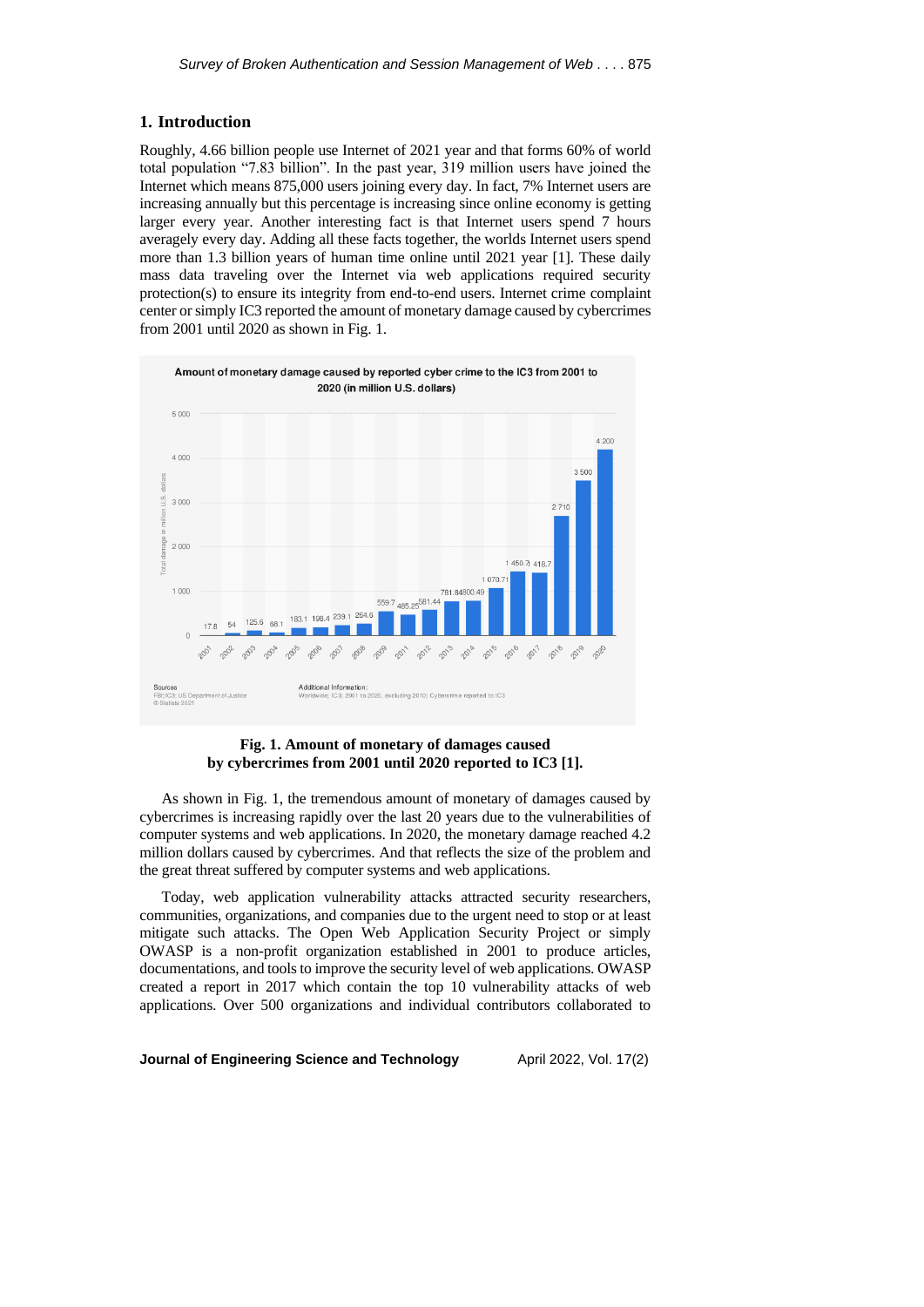## 1. Introduction

Roughly, 4.66 billion people use Internet of 2021 year and that forms 60% of world total population "7.83 billion". In the past year, 319 million users have joined the Internet which means 875,000 users joining every day. In fact, 7% Internet users are increasing annually but this percentage is increasing since online economy is getting larger every year. Another interesting fact is that Internet users spend 7 hours averagely every day. Adding all these facts together, the worlds Internet users spend more than 1.3 billion years of human time online until 2021 year [1]. These daily mass data traveling over the Internet via web applications required security protection(s) to ensure its integrity from end-to-end users. Internet crime complaint center or simply IC3 reported the amount of monetary damage caused by cybercrimes from 2001 until 2020 as shown in Fig. 1.

**Fig. 1. Amount of monetary of damages caused by cybercrimes from 2001 until 2020 reported to IC3 [1].**

As shown in Fig. 1, the tremendous amount of monetary of damages caused by cybercrimes is increasing rapidly over the last 20 years due to the vulnerabilities of computer systems and web applications. In 2020, the monetary damage reached 4.2 million dollars caused by cybercrimes. And that reflects the size of the problem and the great threat suffered by computer systems and web applications.

Today, web application vulnerability attacks attracted security researchers, communities, organizations, and companies due to the urgent need to stop or at least mitigate such attacks. The Open Web Application Security Project or simply OWASP is a non-profit organization established in 2001 to produce articles, documentations, and tools to improve the security level of web applications. OWASP created a report in 2017 which contain the top 10 vulnerability attacks of web applications. Over 500 organizations and individual contributors collaborated to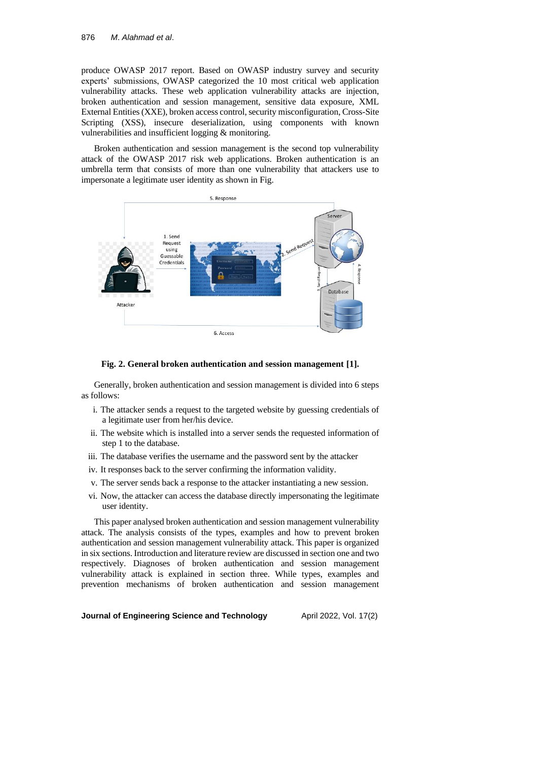produce OWASP 2017 report. Based on OWASP industry survey and security experts' submissions, OWASP categorized the 10 most critical web application vulnerability attacks. These web application vulnerability attacks are injection, broken authentication and session management, sensitive data exposure, XML External Entities (XXE), broken access control, security misconfiguration, Cross-Site Scripting (XSS), insecure deserialization, using components with known vulnerabilities and insufficient logging & monitoring.

Broken authentication and session management is the second top vulnerability attack of the OWASP 2017 risk web applications. Broken authentication is an umbrella term that consists of more than one vulnerability that attackers use to impersonate a legitimate user identity as shown in Fig.

**Fig. 2. General broken authentication and session management [1].**

Generally, broken authentication and session management is divided into 6 steps as follows:

i. The attacker sends a request to the targeted website by guessing credentials of a legitimate user from her/his device.

ii. The website which is installed into a server sends the requested information of step 1 to the database.

iii. The database verifies the username and the password sent by the attacker

iv. It responses back to the server confirming the information validity.

v. The server sends back a response to the attacker instantiating a new session.

vi. Now, the attacker can access the database directly impersonating the legitimate user identity.

This paper analysed broken authentication and session management vulnerability attack. The analysis consists of the types, examples and how to prevent broken authentication and session management vulnerability attack. This paper is organized in six sections. Introduction and literature review are discussed in section one and two respectively. Diagnoses of broken authentication and session management vulnerability attack is explained in section three. While types, examples and prevention mechanisms of broken authentication and session management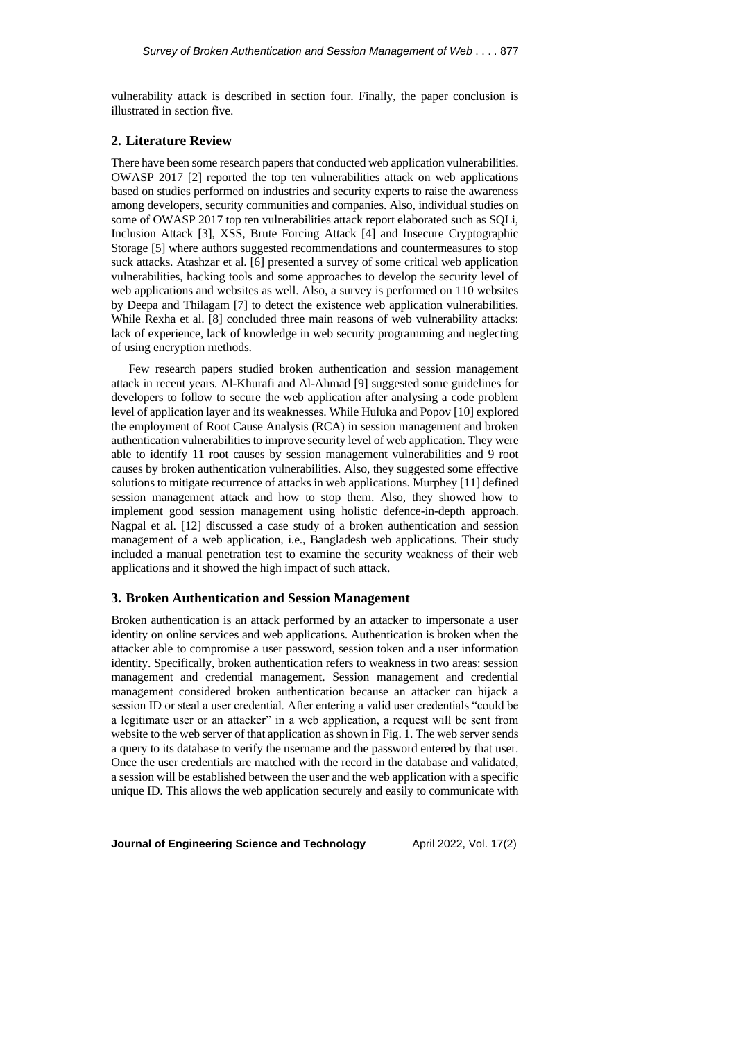vulnerability attack is described in section four. Finally, the paper conclusion is illustrated in section five.

## 2. Literature Review

There have been some research papers that conducted web application vulnerabilities. OWASP 2017 [2] reported the top ten vulnerabilities attack on web applications based on studies performed on industries and security experts to raise the awareness among developers, security communities and companies. Also, individual studies on some of OWASP 2017 top ten vulnerabilities attack report elaborated such as SQLi, Inclusion Attack [3], XSS, Brute Forcing Attack [4] and Insecure Cryptographic Storage [5] where authors suggested recommendations and countermeasures to stop suck attacks. Atashzar et al. [6] presented a survey of some critical web application vulnerabilities, hacking tools and some approaches to develop the security level of web applications and websites as well. Also, a survey is performed on 110 websites by Deepa and Thilagam [7] to detect the existence web application vulnerabilities. While Rexha et al. [8] concluded three main reasons of web vulnerability attacks: lack of experience, lack of knowledge in web security programming and neglecting of using encryption methods.

Few research papers studied broken authentication and session management attack in recent years. Al-Khurafi and Al-Ahmad [9] suggested some guidelines for developers to follow to secure the web application after analysing a code problem level of application layer and its weaknesses. While Huluka and Popov [10] explored the employment of Root Cause Analysis (RCA) in session management and broken authentication vulnerabilities to improve security level of web application. They were able to identify 11 root causes by session management vulnerabilities and 9 root causes by broken authentication vulnerabilities. Also, they suggested some effective solutions to mitigate recurrence of attacks in web applications. Murphey [11] defined session management attack and how to stop them. Also, they showed how to implement good session management using holistic defence-in-depth approach. Nagpal et al. [12] discussed a case study of a broken authentication and session management of a web application, i.e., Bangladesh web applications. Their study included a manual penetration test to examine the security weakness of their web applications and it showed the high impact of such attack.

## 3. Broken Authentication and Session Management

Broken authentication is an attack performed by an attacker to impersonate a user identity on online services and web applications. Authentication is broken when the attacker able to compromise a user password, session token and a user information identity. Specifically, broken authentication refers to weakness in two areas: session management and credential management. Session management and credential management considered broken authentication because an attacker can hijack a session ID or steal a user credential. After entering a valid user credentials "could be a legitimate user or an attacker" in a web application, a request will be sent from website to the web server of that application as shown in Fig. 1. The web server sends a query to its database to verify the username and the password entered by that user. Once the user credentials are matched with the record in the database and validated, a session will be established between the user and the web application with a specific unique ID. This allows the web application securely and easily to communicate with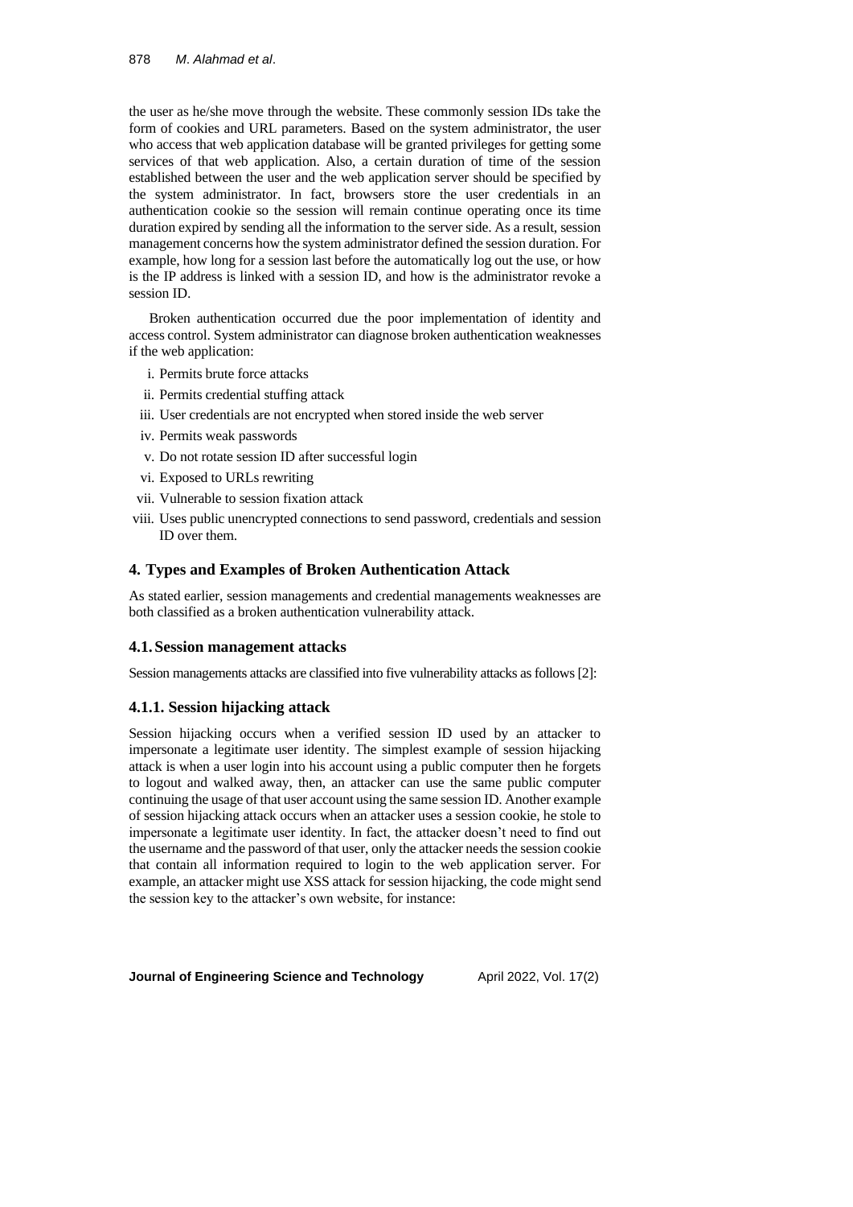the user as he/she move through the website. These commonly session IDs take the form of cookies and URL parameters. Based on the system administrator, the user who access that web application database will be granted privileges for getting some services of that web application. Also, a certain duration of time of the session established between the user and the web application server should be specified by the system administrator. In fact, browsers store the user credentials in an authentication cookie so the session will remain continue operating once its time duration expired by sending all the information to the server side. As a result, session management concerns how the system administrator defined the session duration. For example, how long for a session last before the automatically log out the use, or how is the IP address is linked with a session ID, and how is the administrator revoke a session ID.

Broken authentication occurred due the poor implementation of identity and access control. System administrator can diagnose broken authentication weaknesses if the web application:

i. Permits brute force attacks
ii. Permits credential stuffing attack
iii. User credentials are not encrypted when stored inside the web server
iv. Permits weak passwords
v. Do not rotate session ID after successful login
vi. Exposed to URLs rewriting
vii. Vulnerable to session fixation attack
viii. Uses public unencrypted connections to send password, credentials and session ID over them.

## 4. Types and Examples of Broken Authentication Attack

As stated earlier, session managements and credential managements weaknesses are both classified as a broken authentication vulnerability attack.

### 4.1. Session management attacks

Session managements attacks are classified into five vulnerability attacks as follows [2]:

#### 4.1.1. Session hijacking attack

Session hijacking occurs when a verified session ID used by an attacker to impersonate a legitimate user identity. The simplest example of session hijacking attack is when a user login into his account using a public computer then he forgets to logout and walked away, then, an attacker can use the same public computer continuing the usage of that user account using the same session ID. Another example of session hijacking attack occurs when an attacker uses a session cookie, he stole to impersonate a legitimate user identity. In fact, the attacker doesn't need to find out the username and the password of that user, only the attacker needs the session cookie that contain all information required to login to the web application server. For example, an attacker might use XSS attack for session hijacking, the code might send the session key to the attacker's own website, for instance: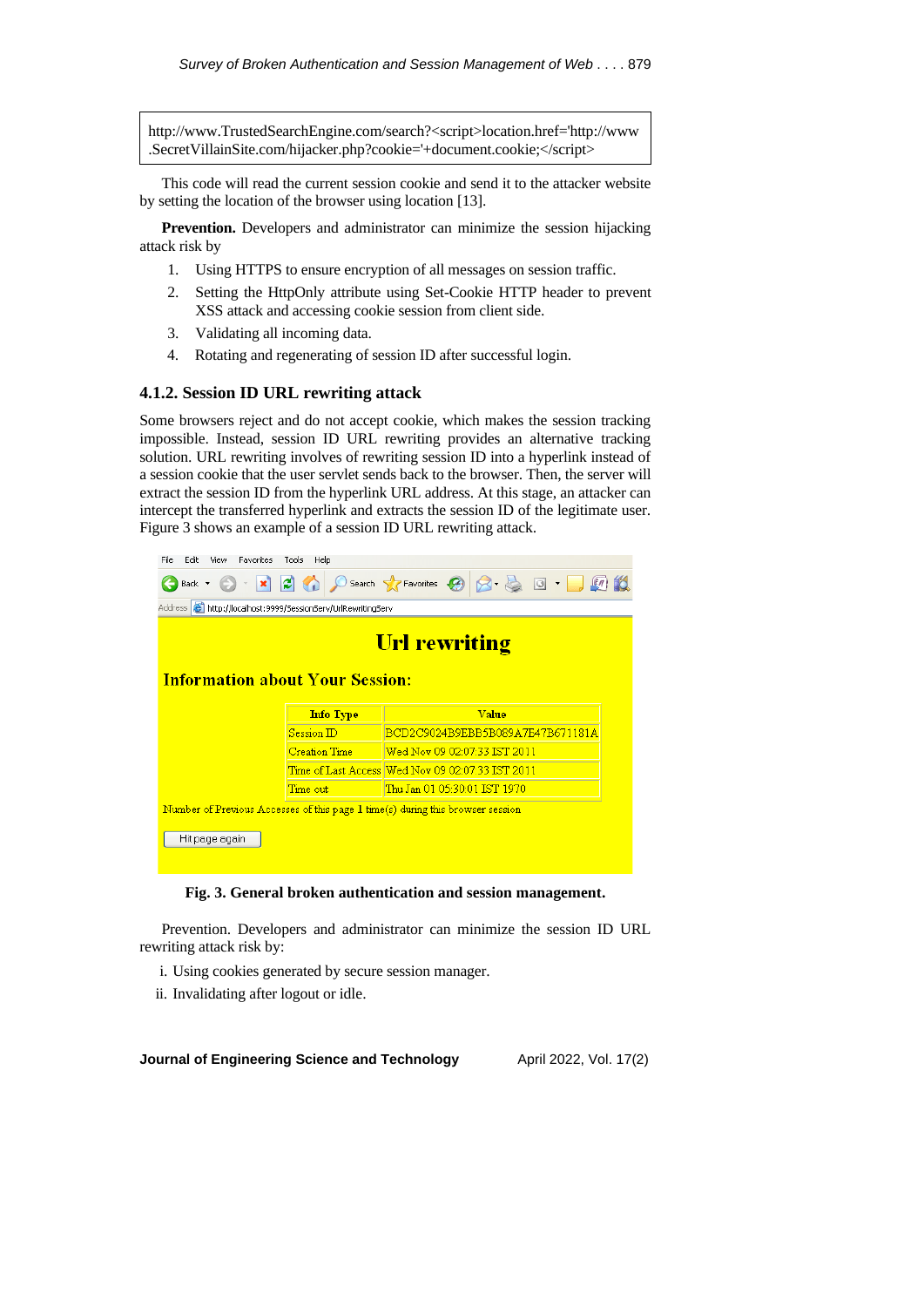```
http://www.TrustedSearchEngine.com/search?<script>location.href='http://www
.SecretVillainSite.com/hijacker.php?cookie='+document.cookie;</script>
```

This code will read the current session cookie and send it to the attacker website by setting the location of the browser using location [13].

**Prevention.** Developers and administrator can minimize the session hijacking attack risk by

1. Using HTTPS to ensure encryption of all messages on session traffic.
2. Setting the HttpOnly attribute using Set-Cookie HTTP header to prevent XSS attack and accessing cookie session from client side.
3. Validating all incoming data.
4. Rotating and regenerating of session ID after successful login.

### 4.1.2. Session ID URL rewriting attack

Some browsers reject and do not accept cookie, which makes the session tracking impossible. Instead, session ID URL rewriting provides an alternative tracking solution. URL rewriting involves of rewriting session ID into a hyperlink instead of a session cookie that the user servlet sends back to the browser. Then, the server will extract the session ID from the hyperlink URL address. At this stage, an attacker can intercept the transferred hyperlink and extracts the session ID of the legitimate user. Figure 3 shows an example of a session ID URL rewriting attack.

File Edit View Favorites Tools Help

Address http://localhost:9999/SessionServ/UrlRewritingServ

**Url rewriting**

**Information about Your Session:**

| Info Type | Value |
|---|---|
| Session ID | BCD2C9024B9EBB5B089A7E47B671181A |
| Creation Time | Wed Nov 09 02:07:33 IST 2011 |
| Time of Last Access | Wed Nov 09 02:07:33 IST 2011 |
| Time out | Thu Jan 01 05:30:01 IST 1970 |

Number of Previous Accesses of this page 1 time(s) during this browser session

Hit page again

**Fig. 3. General broken authentication and session management.**

Prevention. Developers and administrator can minimize the session ID URL rewriting attack risk by:

i. Using cookies generated by secure session manager.

ii. Invalidating after logout or idle.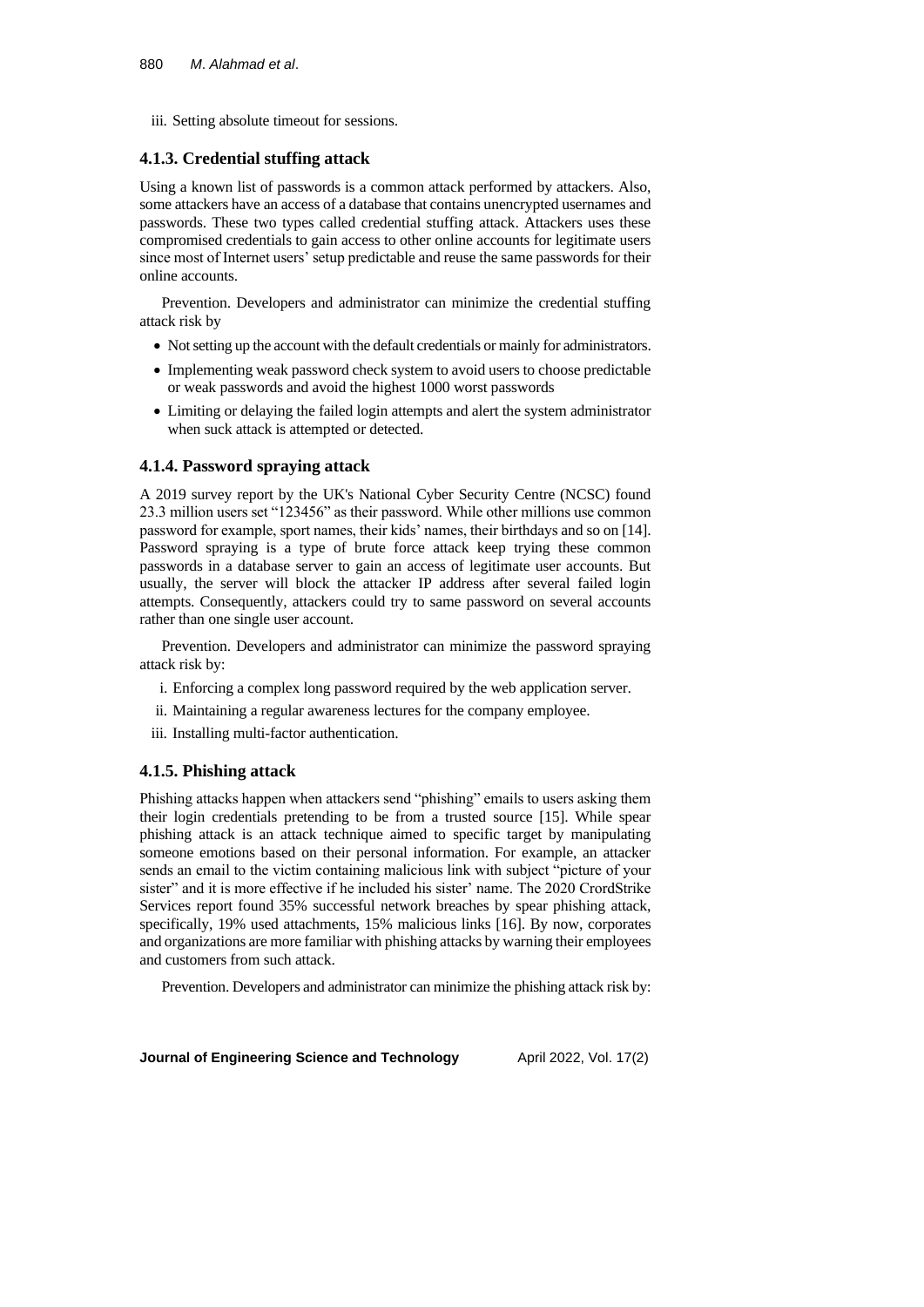iii. Setting absolute timeout for sessions.

### 4.1.3. Credential stuffing attack

Using a known list of passwords is a common attack performed by attackers. Also, some attackers have an access of a database that contains unencrypted usernames and passwords. These two types called credential stuffing attack. Attackers uses these compromised credentials to gain access to other online accounts for legitimate users since most of Internet users' setup predictable and reuse the same passwords for their online accounts.

Prevention. Developers and administrator can minimize the credential stuffing attack risk by

- Not setting up the account with the default credentials or mainly for administrators.
- Implementing weak password check system to avoid users to choose predictable or weak passwords and avoid the highest 1000 worst passwords
- Limiting or delaying the failed login attempts and alert the system administrator when suck attack is attempted or detected.

### 4.1.4. Password spraying attack

A 2019 survey report by the UK's National Cyber Security Centre (NCSC) found 23.3 million users set "123456" as their password. While other millions use common password for example, sport names, their kids' names, their birthdays and so on [14]. Password spraying is a type of brute force attack keep trying these common passwords in a database server to gain an access of legitimate user accounts. But usually, the server will block the attacker IP address after several failed login attempts. Consequently, attackers could try to same password on several accounts rather than one single user account.

Prevention. Developers and administrator can minimize the password spraying attack risk by:

i. Enforcing a complex long password required by the web application server.

ii. Maintaining a regular awareness lectures for the company employee.

iii. Installing multi-factor authentication.

### 4.1.5. Phishing attack

Phishing attacks happen when attackers send "phishing" emails to users asking them their login credentials pretending to be from a trusted source [15]. While spear phishing attack is an attack technique aimed to specific target by manipulating someone emotions based on their personal information. For example, an attacker sends an email to the victim containing malicious link with subject "picture of your sister" and it is more effective if he included his sister' name. The 2020 CrordStrike Services report found 35% successful network breaches by spear phishing attack, specifically, 19% used attachments, 15% malicious links [16]. By now, corporates and organizations are more familiar with phishing attacks by warning their employees and customers from such attack.

Prevention. Developers and administrator can minimize the phishing attack risk by: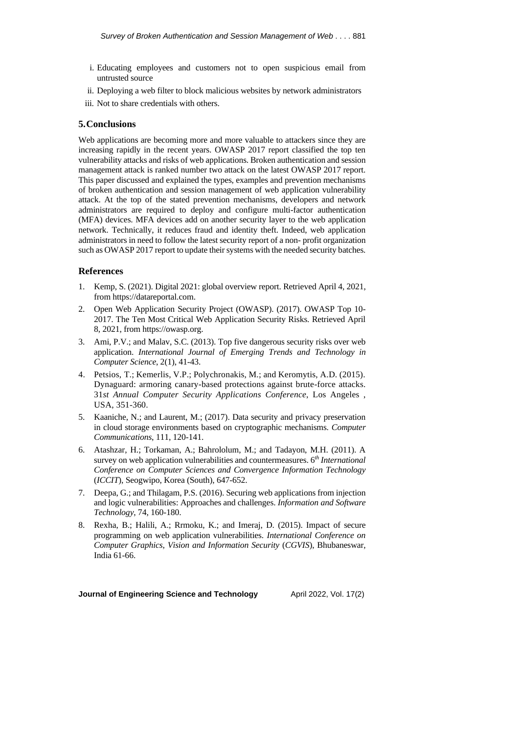i. Educating employees and customers not to open suspicious email from untrusted source
ii. Deploying a web filter to block malicious websites by network administrators
iii. Not to share credentials with others.

## 5. Conclusions

Web applications are becoming more and more valuable to attackers since they are increasing rapidly in the recent years. OWASP 2017 report classified the top ten vulnerability attacks and risks of web applications. Broken authentication and session management attack is ranked number two attack on the latest OWASP 2017 report. This paper discussed and explained the types, examples and prevention mechanisms of broken authentication and session management of web application vulnerability attack. At the top of the stated prevention mechanisms, developers and network administrators are required to deploy and configure multi-factor authentication (MFA) devices. MFA devices add on another security layer to the web application network. Technically, it reduces fraud and identity theft. Indeed, web application administrators in need to follow the latest security report of a non- profit organization such as OWASP 2017 report to update their systems with the needed security batches.

## References

1. Kemp, S. (2021). Digital 2021: global overview report. Retrieved April 4, 2021, from https://datareportal.com.
2. Open Web Application Security Project (OWASP). (2017). OWASP Top 10-2017. The Ten Most Critical Web Application Security Risks. Retrieved April 8, 2021, from https://owasp.org.
3. Ami, P.V.; and Malav, S.C. (2013). Top five dangerous security risks over web application. *International Journal of Emerging Trends and Technology in Computer Science*, 2(1), 41-43.
4. Petsios, T.; Kemerlis, V.P.; Polychronakis, M.; and Keromytis, A.D. (2015). Dynaguard: armoring canary-based protections against brute-force attacks. 31*st Annual Computer Security Applications Conference*, Los Angeles , USA, 351-360.
5. Kaaniche, N.; and Laurent, M.; (2017). Data security and privacy preservation in cloud storage environments based on cryptographic mechanisms. *Computer Communications*, 111, 120-141.
6. Atashzar, H.; Torkaman, A.; Bahrololum, M.; and Tadayon, M.H. (2011). A survey on web application vulnerabilities and countermeasures. 6*th International Conference on Computer Sciences and Convergence Information Technology* (*ICCIT*), Seogwipo, Korea (South), 647-652.
7. Deepa, G.; and Thilagam, P.S. (2016). Securing web applications from injection and logic vulnerabilities: Approaches and challenges. *Information and Software Technology*, 74, 160-180.
8. Rexha, B.; Halili, A.; Rrmoku, K.; and Imeraj, D. (2015). Impact of secure programming on web application vulnerabilities. *International Conference on Computer Graphics, Vision and Information Security* (*CGVIS*), Bhubaneswar, India 61-66.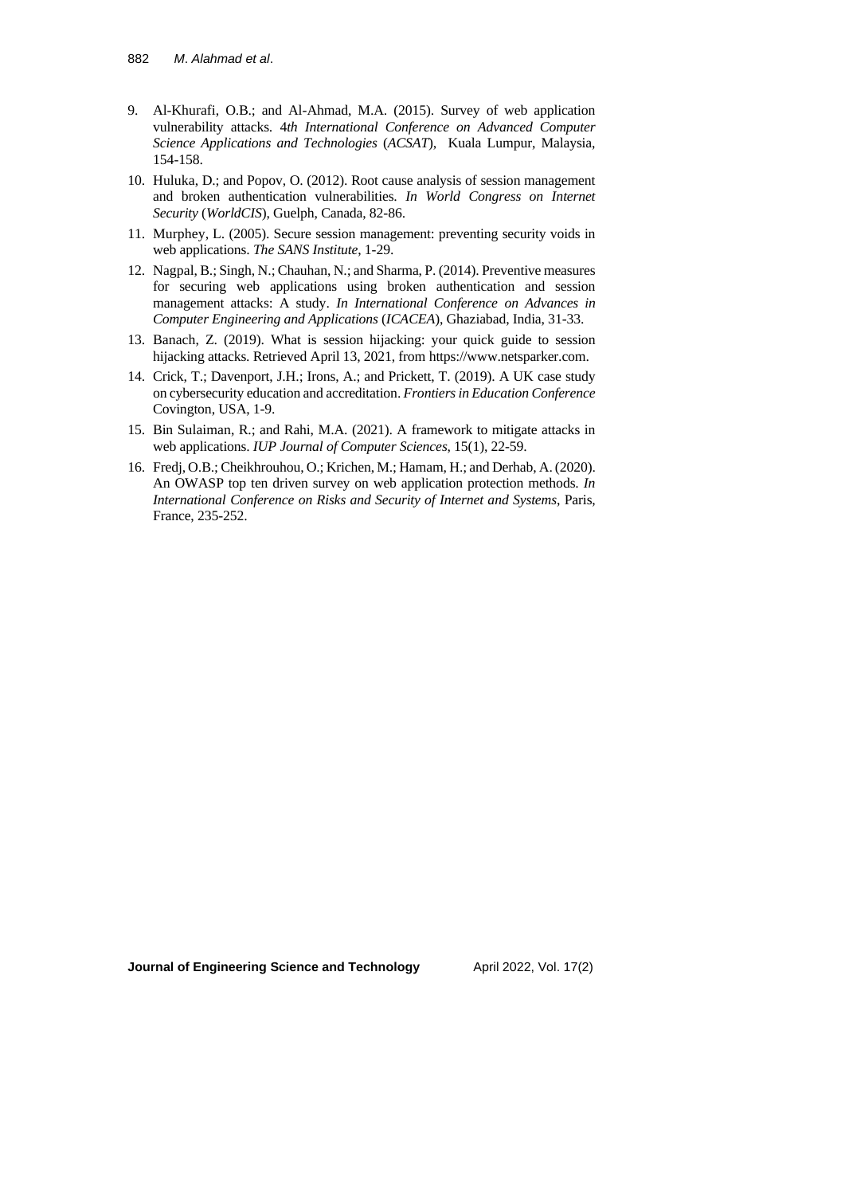9. Al-Khurafi, O.B.; and Al-Ahmad, M.A. (2015). Survey of web application vulnerability attacks. 4*th International Conference on Advanced Computer Science Applications and Technologies* (*ACSAT*), Kuala Lumpur, Malaysia, 154-158.
10. Huluka, D.; and Popov, O. (2012). Root cause analysis of session management and broken authentication vulnerabilities. *In World Congress on Internet Security* (*WorldCIS*), Guelph, Canada, 82-86.
11. Murphey, L. (2005). Secure session management: preventing security voids in web applications. *The SANS Institute*, 1-29.
12. Nagpal, B.; Singh, N.; Chauhan, N.; and Sharma, P. (2014). Preventive measures for securing web applications using broken authentication and session management attacks: A study. *In International Conference on Advances in Computer Engineering and Applications* (*ICACEA*), Ghaziabad, India, 31-33.
13. Banach, Z. (2019). What is session hijacking: your quick guide to session hijacking attacks. Retrieved April 13, 2021, from https://www.netsparker.com.
14. Crick, T.; Davenport, J.H.; Irons, A.; and Prickett, T. (2019). A UK case study on cybersecurity education and accreditation. *Frontiers in Education Conference* Covington, USA, 1-9.
15. Bin Sulaiman, R.; and Rahi, M.A. (2021). A framework to mitigate attacks in web applications. *IUP Journal of Computer Sciences*, 15(1), 22-59.
16. Fredj, O.B.; Cheikhrouhou, O.; Krichen, M.; Hamam, H.; and Derhab, A. (2020). An OWASP top ten driven survey on web application protection methods. *In International Conference on Risks and Security of Internet and Systems*, Paris, France, 235-252.